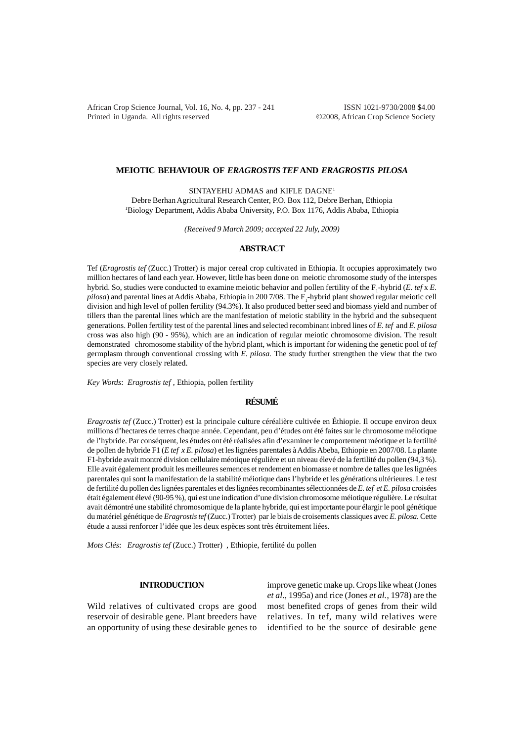# MEIOTIC BEHAVIOUR OF *ERAGROSTIS TEF* AND *ERAGROSTIS PILOSA*

SINTAYEHU ADMAS and KIFLE DAGNE[1]

Debre Berhan Agricultural Research Center, P.O. Box 112, Debre Berhan, Ethiopia

[1]Biology Department, Addis Ababa University, P.O. Box 1176, Addis Ababa, Ethiopia

*(Received 9 March 2009; accepted 22 July, 2009)*

## ABSTRACT

Tef (*Eragrostis tef* (Zucc.) Trotter) is major cereal crop cultivated in Ethiopia. It occupies approximately two million hectares of land each year. However, little has been done on meiotic chromosome study of the interspes hybrid. So, studies were conducted to examine meiotic behavior and pollen fertility of the $F_1$-hybrid (*E. tef* x *E. pilosa*) and parental lines at Addis Ababa, Ethiopia in 200 7/08. The $F_1$-hybrid plant showed regular meiotic cell division and high level of pollen fertility (94.3%). It also produced better seed and biomass yield and number of tillers than the parental lines which are the manifestation of meiotic stability in the hybrid and the subsequent generations. Pollen fertility test of the parental lines and selected recombinant inbred lines of *E. tef* and *E. pilosa* cross was also high (90 - 95%), which are an indication of regular meiotic chromosome division. The result demonstrated chromosome stability of the hybrid plant, which is important for widening the genetic pool of *tef* germplasm through conventional crossing with *E. pilosa.* The study further strengthen the view that the two species are very closely related.

*Key Words*: *Eragrostis tef* , Ethiopia, pollen fertility

## RÉSUMÉ

*Eragrostis tef* (Zucc.) Trotter) est la principale culture céréalière cultivée en Éthiopie. Il occupe environ deux millions d'hectares de terres chaque année. Cependant, peu d'études ont été faites sur le chromosome méiotique de l'hybride. Par conséquent, les études ont été réalisées afin d'examiner le comportement méotique et la fertilité de pollen de hybride F1 (*E tef x E. pilosa*) et les lignées parentales à Addis Abeba, Ethiopie en 2007/08. La plante F1-hybride avait montré division cellulaire méotique régulière et un niveau élevé de la fertilité du pollen (94,3 %). Elle avait également produit les meilleures semences et rendement en biomasse et nombre de talles que les lignées parentales qui sont la manifestation de la stabilité méiotique dans l'hybride et les générations ultérieures. Le test de fertilité du pollen des lignées parentales et des lignées recombinantes sélectionnées de *E. tef et E. pilosa* croisées était également élevé (90-95 %), qui est une indication d'une division chromosome méiotique régulière. Le résultat avait démontré une stabilité chromosomique de la plante hybride, qui est importante pour élargir le pool génétique du matériel génétique de *Eragrostis tef* (Zucc.) Trotter) par le biais de croisements classiques avec *E. pilosa.* Cette étude a aussi renforcer l'idée que les deux espèces sont très étroitement liées.

*Mots Clés*: *Eragrostis tef* (Zucc.) Trotter) , Ethiopie, fertilité du pollen

## INTRODUCTION

Wild relatives of cultivated crops are good reservoir of desirable gene. Plant breeders have an opportunity of using these desirable genes to improve genetic make up. Crops like wheat (Jones *et al*., 1995a) and rice (Jones *et al.*, 1978) are the most benefited crops of genes from their wild relatives. In tef, many wild relatives were identified to be the source of desirable gene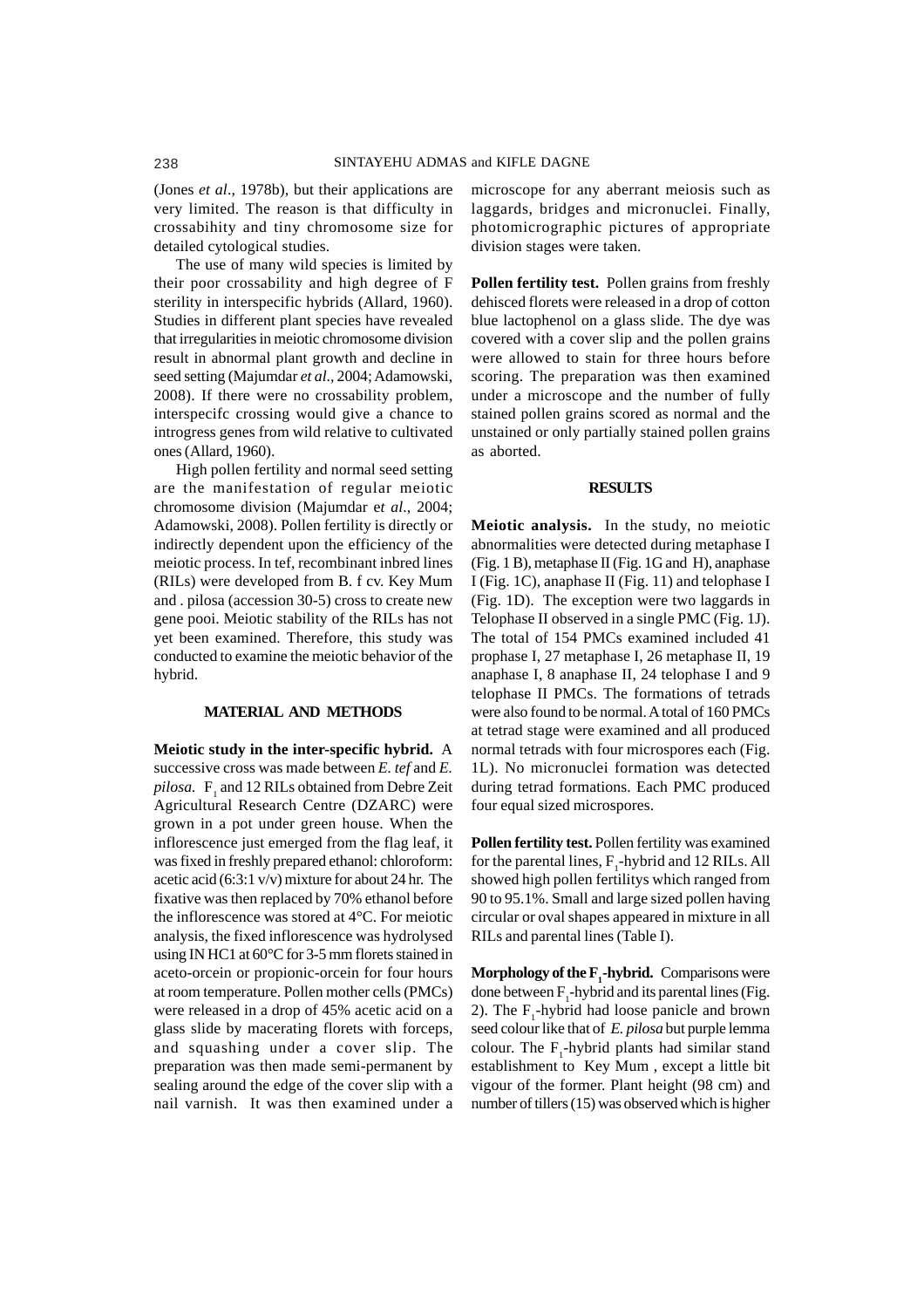(Jones *et al*., 1978b), but their applications are very limited. The reason is that difficulty in crossabihity and tiny chromosome size for detailed cytological studies.

The use of many wild species is limited by their poor crossability and high degree of F sterility in interspecific hybrids (Allard, 1960). Studies in different plant species have revealed that irregularities in meiotic chromosome division result in abnormal plant growth and decline in seed setting (Majumdar *et al*., 2004; Adamowski, 2008). If there were no crossability problem, interspecifc crossing would give a chance to introgress genes from wild relative to cultivated ones (Allard, 1960).

High pollen fertility and normal seed setting are the manifestation of regular meiotic chromosome division (Majumdar e*t al*., 2004; Adamowski, 2008). Pollen fertility is directly or indirectly dependent upon the efficiency of the meiotic process. In tef, recombinant inbred lines (RILs) were developed from B. f cv. Key Mum and . pilosa (accession 30-5) cross to create new gene pooi. Meiotic stability of the RILs has not yet been examined. Therefore, this study was conducted to examine the meiotic behavior of the hybrid.

## MATERIAL AND METHODS

**Meiotic study in the inter-specific hybrid.** A successive cross was made between *E. tef* and *E. pilosa*. $F_1$ and 12 RILs obtained from Debre Zeit Agricultural Research Centre (DZARC) were grown in a pot under green house. When the inflorescence just emerged from the flag leaf, it was fixed in freshly prepared ethanol: chloroform: acetic acid (6:3:1 v/v) mixture for about 24 hr. The fixative was then replaced by 70% ethanol before the inflorescence was stored at 4°C. For meiotic analysis, the fixed inflorescence was hydrolysed using IN HC1 at 60°C for 3-5 mm florets stained in aceto-orcein or propionic-orcein for four hours at room temperature. Pollen mother cells (PMCs) were released in a drop of 45% acetic acid on a glass slide by macerating florets with forceps, and squashing under a cover slip. The preparation was then made semi-permanent by sealing around the edge of the cover slip with a nail varnish. It was then examined under a microscope for any aberrant meiosis such as laggards, bridges and micronuclei. Finally, photomicrographic pictures of appropriate division stages were taken.

**Pollen fertility test.** Pollen grains from freshly dehisced florets were released in a drop of cotton blue lactophenol on a glass slide. The dye was covered with a cover slip and the pollen grains were allowed to stain for three hours before scoring. The preparation was then examined under a microscope and the number of fully stained pollen grains scored as normal and the unstained or only partially stained pollen grains as aborted.

## RESULTS

**Meiotic analysis.** In the study, no meiotic abnormalities were detected during metaphase I (Fig. 1 B), metaphase II (Fig. 1G and H), anaphase I (Fig. 1C), anaphase II (Fig. 11) and telophase I (Fig. 1D). The exception were two laggards in Telophase II observed in a single PMC (Fig. 1J). The total of 154 PMCs examined included 41 prophase I, 27 metaphase I, 26 metaphase II, 19 anaphase I, 8 anaphase II, 24 telophase I and 9 telophase II PMCs. The formations of tetrads were also found to be normal. A total of 160 PMCs at tetrad stage were examined and all produced normal tetrads with four microspores each (Fig. 1L). No micronuclei formation was detected during tetrad formations. Each PMC produced four equal sized microspores.

**Pollen fertility test.** Pollen fertility was examined for the parental lines, $F_1$-hybrid and 12 RILs. All showed high pollen fertilitys which ranged from 90 to 95.1%. Small and large sized pollen having circular or oval shapes appeared in mixture in all RILs and parental lines (Table I).

**Morphology of the $F_1$-hybrid.** Comparisons were done between $F_1$-hybrid and its parental lines (Fig. 2). The $F_1$-hybrid had loose panicle and brown seed colour like that of *E. pilosa* but purple lemma colour. The $F_1$-hybrid plants had similar stand establishment to Key Mum , except a little bit vigour of the former. Plant height (98 cm) and number of tillers (15) was observed which is higher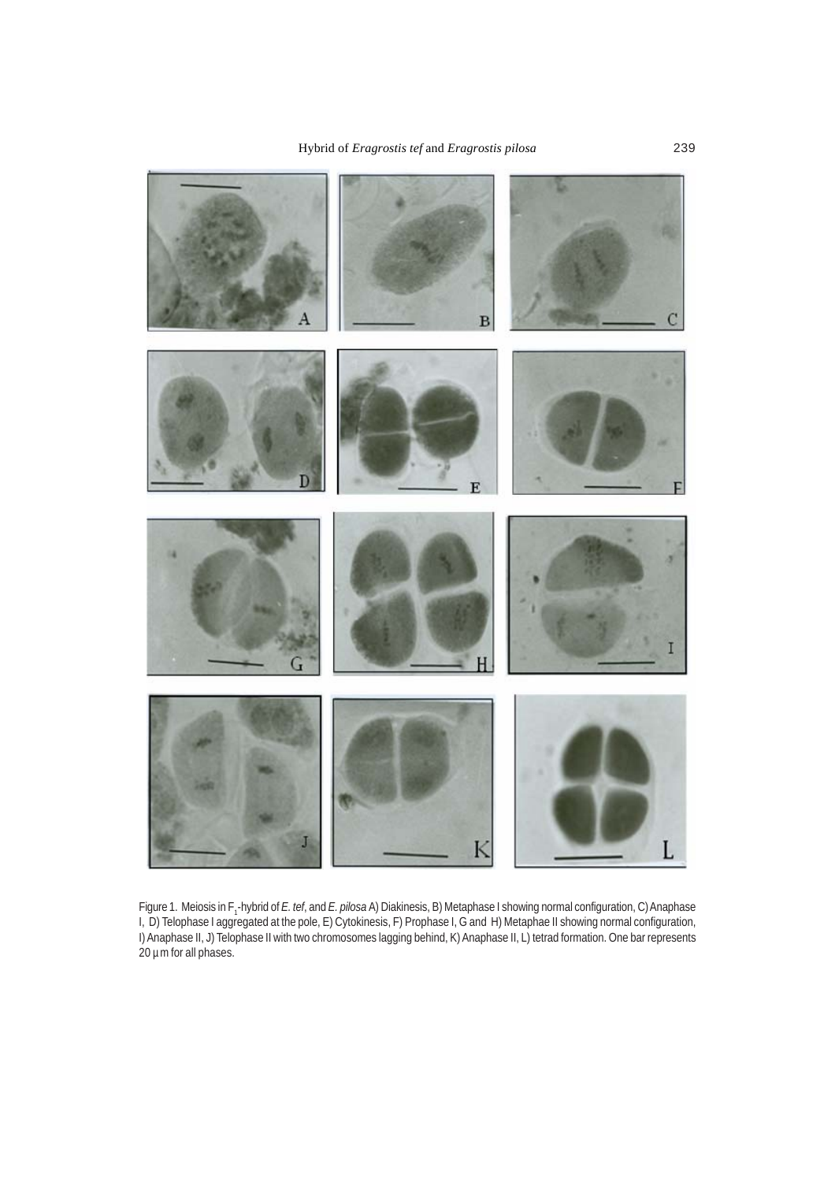Figure 1. Meiosis in $F_1$-hybrid of *E. tef*, and *E. pilosa* A) Diakinesis, B) Metaphase I showing normal configuration, C) Anaphase I, D) Telophase I aggregated at the pole, E) Cytokinesis, F) Prophase I, G and H) Metaphae II showing normal configuration, I) Anaphase II, J) Telophase II with two chromosomes lagging behind, K) Anaphase II, L) tetrad formation. One bar represents 20 µm for all phases.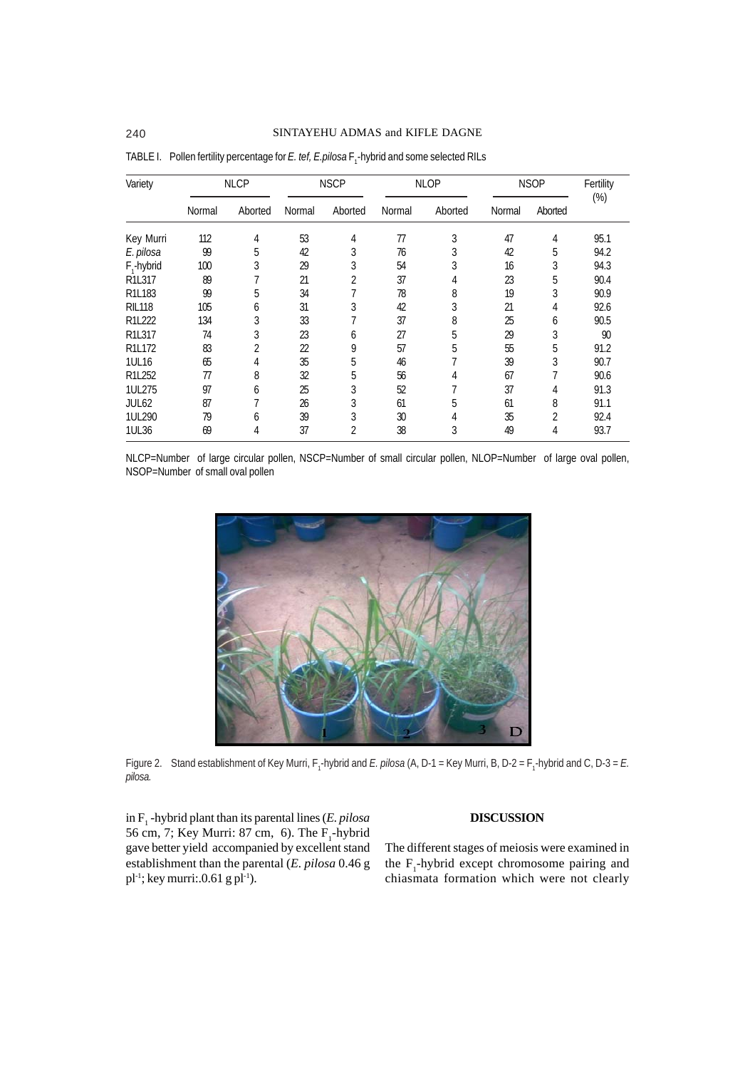TABLE I. Pollen fertility percentage for *E. tef, E.pilosa* $F_1$-hybrid and some selected RILs

| Variety | NLCP | | NSCP | | NLOP | | NSOP | | Fertility (%) |
|---|---|---|---|---|---|---|---|---|---|
| | Normal | Aborted | Normal | Aborted | Normal | Aborted | Normal | Aborted | |
| Key Murri | 112 | 4 | 53 | 4 | 77 | 3 | 47 | 4 | 95.1 |
| *E. pilosa* | 99 | 5 | 42 | 3 | 76 | 3 | 42 | 5 | 94.2 |
| $F_1$-hybrid | 100 | 3 | 29 | 3 | 54 | 3 | 16 | 3 | 94.3 |
| R1L317 | 89 | 7 | 21 | 2 | 37 | 4 | 23 | 5 | 90.4 |
| R1L183 | 99 | 5 | 34 | 7 | 78 | 8 | 19 | 3 | 90.9 |
| RIL118 | 105 | 6 | 31 | 3 | 42 | 3 | 21 | 4 | 92.6 |
| R1L222 | 134 | 3 | 33 | 7 | 37 | 8 | 25 | 6 | 90.5 |
| R1L317 | 74 | 3 | 23 | 6 | 27 | 5 | 29 | 3 | 90 |
| R1L172 | 83 | 2 | 22 | 9 | 57 | 5 | 55 | 5 | 91.2 |
| 1UL16 | 65 | 4 | 35 | 5 | 46 | 7 | 39 | 3 | 90.7 |
| R1L252 | 77 | 8 | 32 | 5 | 56 | 4 | 67 | 7 | 90.6 |
| 1UL275 | 97 | 6 | 25 | 3 | 52 | 7 | 37 | 4 | 91.3 |
| JUL62 | 87 | 7 | 26 | 3 | 61 | 5 | 61 | 8 | 91.1 |
| 1UL290 | 79 | 6 | 39 | 3 | 30 | 4 | 35 | 2 | 92.4 |
| 1UL36 | 69 | 4 | 37 | 2 | 38 | 3 | 49 | 4 | 93.7 |

NLCP=Number of large circular pollen, NSCP=Number of small circular pollen, NLOP=Number of large oval pollen, NSOP=Number of small oval pollen

Figure 2. Stand establishment of Key Murri, $F_1$-hybrid and *E. pilosa* (A, D-1 = Key Murri, B, D-2 = $F_1$-hybrid and C, D-3 = *E. pilosa.*

in $F_1$ -hybrid plant than its parental lines (*E. pilosa* 56 cm, 7; Key Murri: 87 cm, 6). The $F_1$-hybrid gave better yield accompanied by excellent stand establishment than the parental (*E. pilosa* 0.46 g $pl^{-1}$; key murri:.0.61 g $pl^{-1}$).

## DISCUSSION

The different stages of meiosis were examined in the $F_1$-hybrid except chromosome pairing and chiasmata formation which were not clearly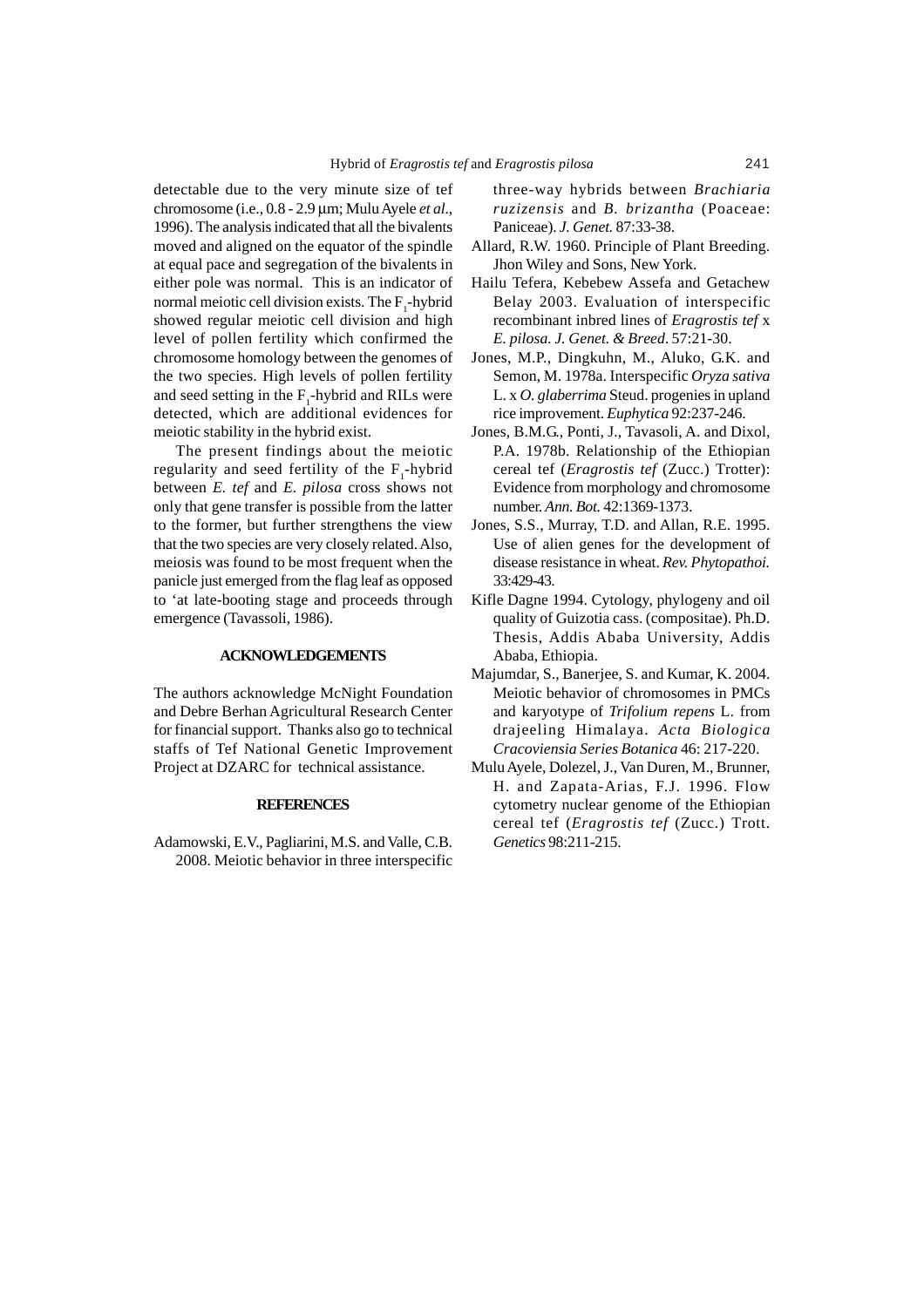detectable due to the very minute size of tef chromosome (i.e., 0.8 - 2.9 µm; Mulu Ayele *et al*., 1996). The analysis indicated that all the bivalents moved and aligned on the equator of the spindle at equal pace and segregation of the bivalents in either pole was normal. This is an indicator of normal meiotic cell division exists. The $F_1$-hybrid showed regular meiotic cell division and high level of pollen fertility which confirmed the chromosome homology between the genomes of the two species. High levels of pollen fertility and seed setting in the $F_1$-hybrid and RILs were detected, which are additional evidences for meiotic stability in the hybrid exist.

The present findings about the meiotic regularity and seed fertility of the $F_1$-hybrid between *E. tef* and *E. pilosa* cross shows not only that gene transfer is possible from the latter to the former, but further strengthens the view that the two species are very closely related. Also, meiosis was found to be most frequent when the panicle just emerged from the flag leaf as opposed to 'at late-booting stage and proceeds through emergence (Tavassoli, 1986).

## ACKNOWLEDGEMENTS

The authors acknowledge McNight Foundation and Debre Berhan Agricultural Research Center for financial support. Thanks also go to technical staffs of Tef National Genetic Improvement Project at DZARC for technical assistance.

## REFERENCES

Adamowski, E.V., Pagliarini, M.S. and Valle, C.B. 2008. Meiotic behavior in three interspecific three-way hybrids between *Brachiaria ruzizensis* and *B. brizantha* (Poaceae: Paniceae). *J. Genet.* 87:33-38.

Allard, R.W. 1960. Principle of Plant Breeding. Jhon Wiley and Sons, New York.

Hailu Tefera, Kebebew Assefa and Getachew Belay 2003. Evaluation of interspecific recombinant inbred lines of *Eragrostis tef* x *E. pilosa. J. Genet. & Breed.* 57:21-30.

Jones, M.P., Dingkuhn, M., Aluko, G.K. and Semon, M. 1978a. Interspecific *Oryza sativa* L. x *O. glaberrima* Steud. progenies in upland rice improvement. *Euphytica* 92:237-246.

Jones, B.M.G., Ponti, J., Tavasoli, A. and Dixol, P.A. 1978b. Relationship of the Ethiopian cereal tef (*Eragrostis tef* (Zucc.) Trotter): Evidence from morphology and chromosome number. *Ann. Bot.* 42:1369-1373.

Jones, S.S., Murray, T.D. and Allan, R.E. 1995. Use of alien genes for the development of disease resistance in wheat. *Rev. Phytopathoi.* 33:429-43.

Kifle Dagne 1994. Cytology, phylogeny and oil quality of Guizotia cass. (compositae). Ph.D. Thesis, Addis Ababa University, Addis Ababa, Ethiopia.

Majumdar, S., Banerjee, S. and Kumar, K. 2004. Meiotic behavior of chromosomes in PMCs and karyotype of *Trifolium repens* L. from drajeeling Himalaya. *Acta Biologica Cracoviensia Series Botanica* 46: 217-220.

Mulu Ayele, Dolezel, J., Van Duren, M., Brunner, H. and Zapata-Arias, F.J. 1996. Flow cytometry nuclear genome of the Ethiopian cereal tef (*Eragrostis tef* (Zucc.) Trott. *Genetics* 98:211-215.